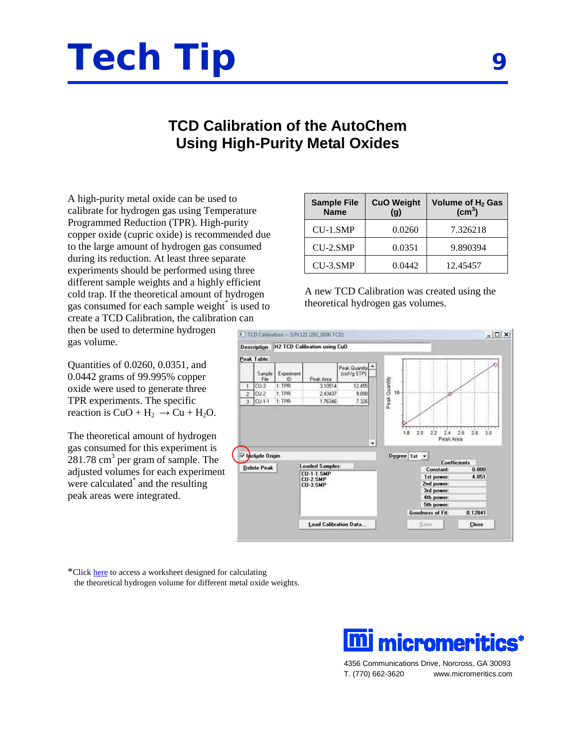# Tech Tip

## TCD Calibration of the AutoChem Using High-Purity Metal Oxides

A high-purity metal oxide can be used to calibrate for hydrogen gas using Temperature Programmed Reduction (TPR). High-purity copper oxide (cupric oxide) is recommended due to the large amount of hydrogen gas consumed during its reduction. At least three separate experiments should be performed using three different sample weights and a highly efficient cold trap. If the theoretical amount of hydrogen gas consumed for each sample weight* is used to create a TCD Calibration, the calibration can then be used to determine hydrogen gas volume.

Quantities of 0.0260, 0.0351, and 0.0442 grams of 99.995% copper oxide were used to generate three TPR experiments. The specific reaction is $CuO + H_2 \rightarrow Cu + H_2O$.

The theoretical amount of hydrogen gas consumed for this experiment is 281.78 $cm^3$ per gram of sample. The adjusted volumes for each experiment were calculated* and the resulting peak areas were integrated.

| Sample File Name | CuO Weight (g) | Volume of $H_2$ Gas ($cm^3$) |
|---|---|---|
| CU-1.SMP | 0.0260 | 7.326218 |
| CU-2.SMP | 0.0351 | 9.890394 |
| CU-3.SMP | 0.0442 | 12.45457 |

A new TCD Calibration was created using the theoretical hydrogen gas volumes.

*Click here to access a worksheet designed for calculating the theoretical hydrogen volume for different metal oxide weights.

micromeritics®

4356 Communications Drive, Norcross, GA 30093
T. (770) 662-3620 www.micromeritics.com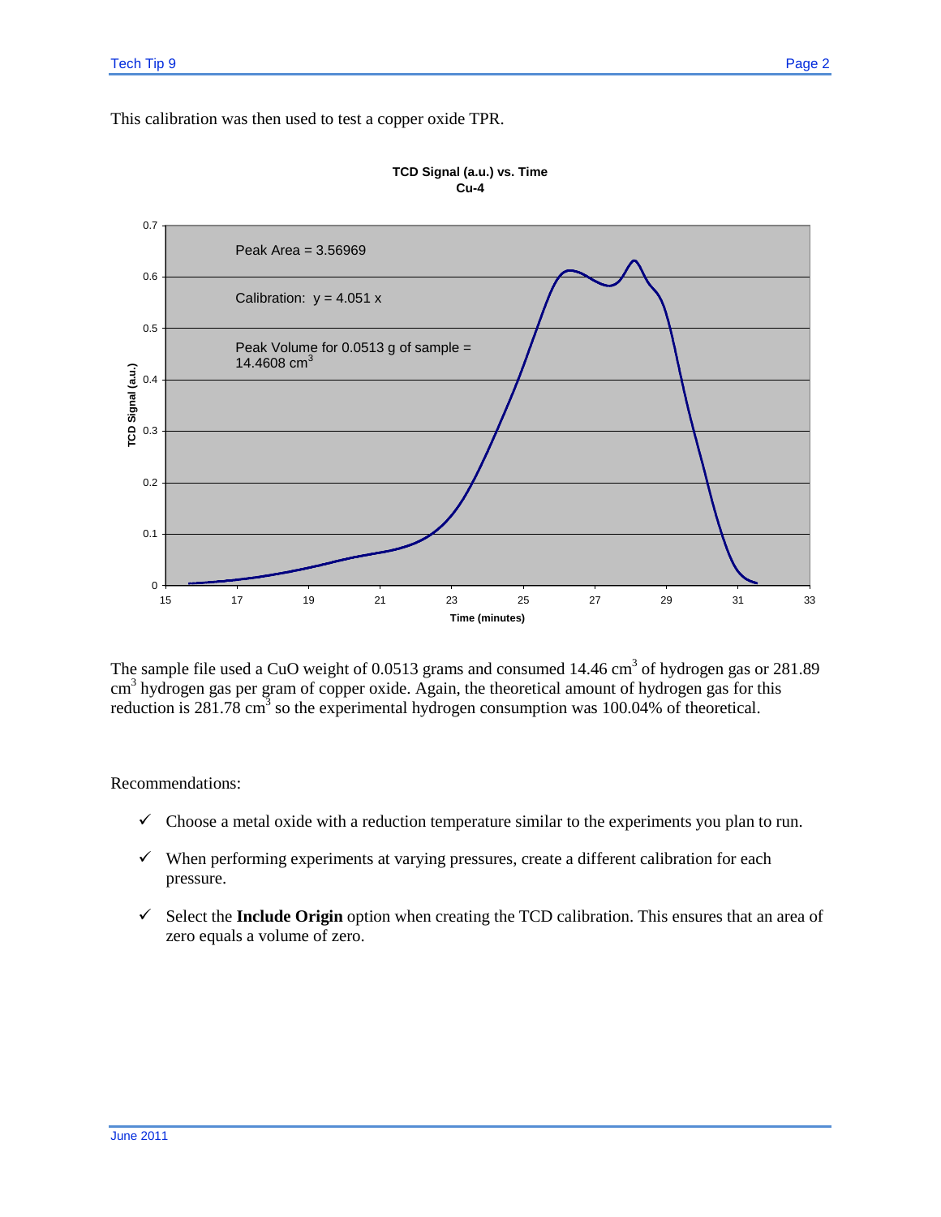This calibration was then used to test a copper oxide TPR.

**TCD Signal (a.u.) vs. Time**
**Cu-4**

Peak Area = 3.56969

Calibration: y = 4.051 x

Peak Volume for 0.0513 g of sample = 14.4608 $cm^3$

TCD Signal (a.u.)

0.7
0.6
0.5
0.4
0.3
0.2
0.1
0

15 17 19 21 23 25 27 29 31 33

Time (minutes)

The sample file used a CuO weight of 0.0513 grams and consumed 14.46 $cm^3$ of hydrogen gas or 281.89 $cm^3$ hydrogen gas per gram of copper oxide. Again, the theoretical amount of hydrogen gas for this reduction is 281.78 $cm^3$ so the experimental hydrogen consumption was 100.04% of theoretical.

Recommendations:

- ✓ Choose a metal oxide with a reduction temperature similar to the experiments you plan to run.
- ✓ When performing experiments at varying pressures, create a different calibration for each pressure.
- ✓ Select the **Include Origin** option when creating the TCD calibration. This ensures that an area of zero equals a volume of zero.